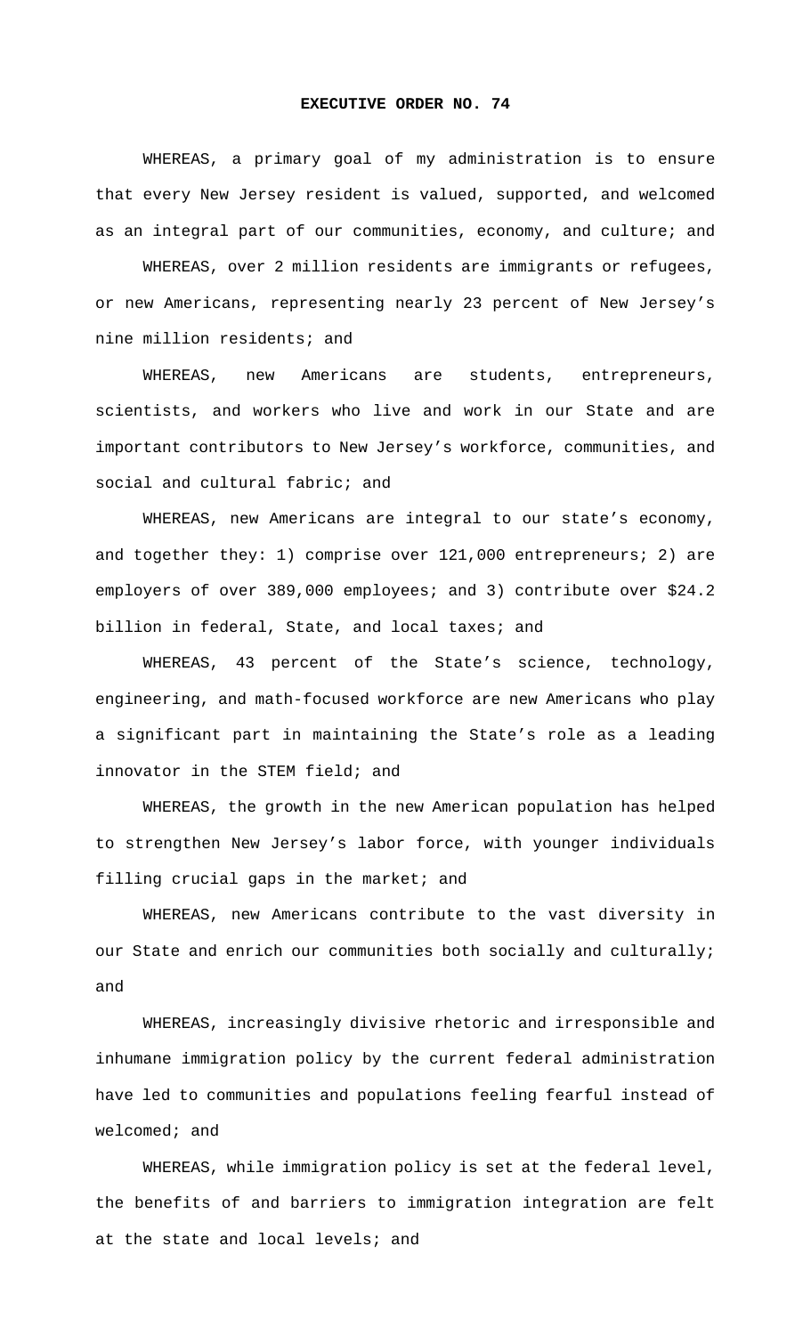**EXECUTIVE ORDER NO. 74**

WHEREAS, a primary goal of my administration is to ensure that every New Jersey resident is valued, supported, and welcomed as an integral part of our communities, economy, and culture; and

WHEREAS, over 2 million residents are immigrants or refugees, or new Americans, representing nearly 23 percent of New Jersey's nine million residents; and

WHEREAS, new Americans are students, entrepreneurs, scientists, and workers who live and work in our State and are important contributors to New Jersey's workforce, communities, and social and cultural fabric; and

WHEREAS, new Americans are integral to our state's economy, and together they: 1) comprise over 121,000 entrepreneurs; 2) are employers of over 389,000 employees; and 3) contribute over $24.2 billion in federal, State, and local taxes; and

WHEREAS, 43 percent of the State's science, technology, engineering, and math-focused workforce are new Americans who play a significant part in maintaining the State's role as a leading innovator in the STEM field; and

WHEREAS, the growth in the new American population has helped to strengthen New Jersey's labor force, with younger individuals filling crucial gaps in the market; and

WHEREAS, new Americans contribute to the vast diversity in our State and enrich our communities both socially and culturally; and

WHEREAS, increasingly divisive rhetoric and irresponsible and inhumane immigration policy by the current federal administration have led to communities and populations feeling fearful instead of welcomed; and

WHEREAS, while immigration policy is set at the federal level, the benefits of and barriers to immigration integration are felt at the state and local levels; and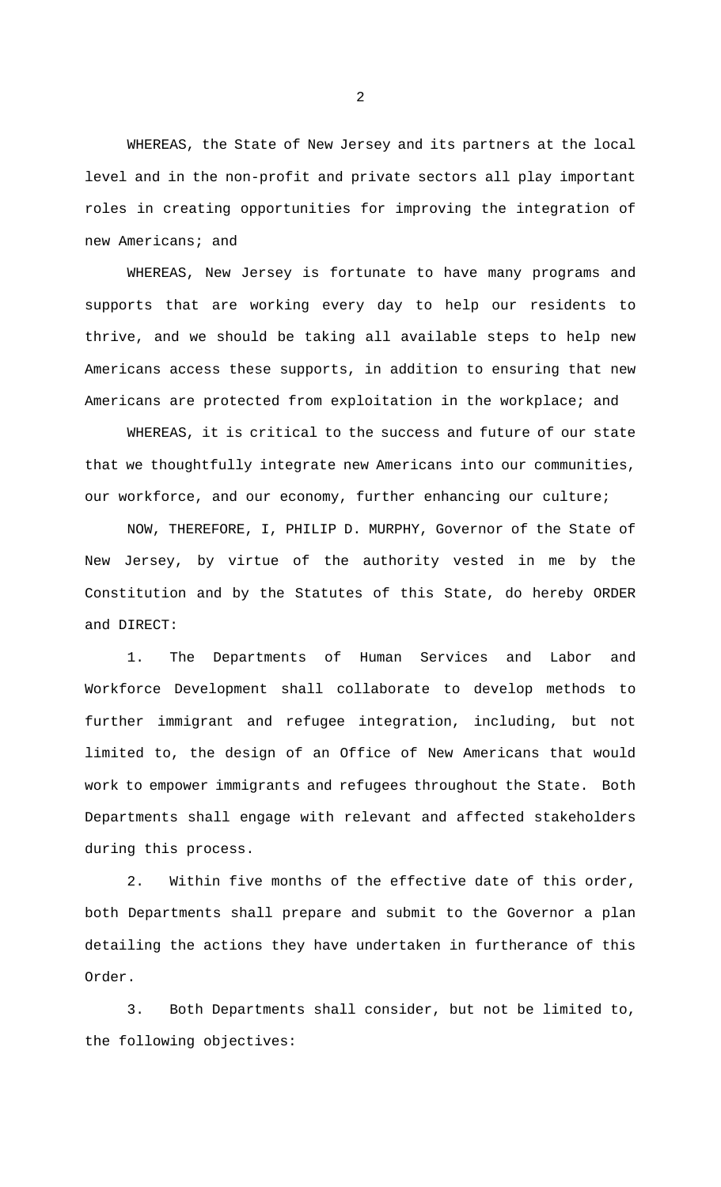WHEREAS, the State of New Jersey and its partners at the local level and in the non-profit and private sectors all play important roles in creating opportunities for improving the integration of new Americans; and

WHEREAS, New Jersey is fortunate to have many programs and supports that are working every day to help our residents to thrive, and we should be taking all available steps to help new Americans access these supports, in addition to ensuring that new Americans are protected from exploitation in the workplace; and

WHEREAS, it is critical to the success and future of our state that we thoughtfully integrate new Americans into our communities, our workforce, and our economy, further enhancing our culture;

NOW, THEREFORE, I, PHILIP D. MURPHY, Governor of the State of New Jersey, by virtue of the authority vested in me by the Constitution and by the Statutes of this State, do hereby ORDER and DIRECT:

1. The Departments of Human Services and Labor and Workforce Development shall collaborate to develop methods to further immigrant and refugee integration, including, but not limited to, the design of an Office of New Americans that would work to empower immigrants and refugees throughout the State. Both Departments shall engage with relevant and affected stakeholders during this process.

2. Within five months of the effective date of this order, both Departments shall prepare and submit to the Governor a plan detailing the actions they have undertaken in furtherance of this Order.

3. Both Departments shall consider, but not be limited to, the following objectives: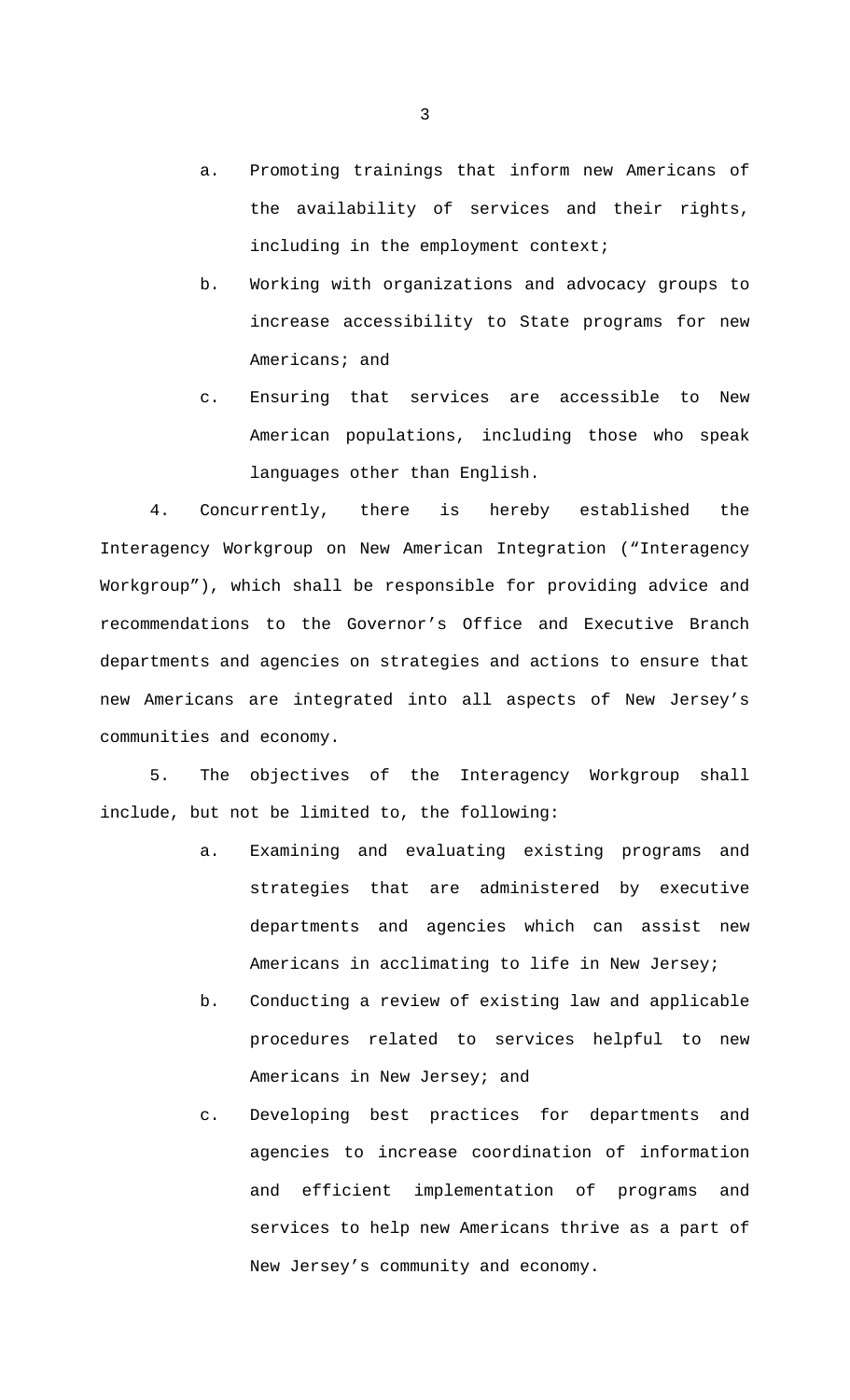a. Promoting trainings that inform new Americans of the availability of services and their rights, including in the employment context;

b. Working with organizations and advocacy groups to increase accessibility to State programs for new Americans; and

c. Ensuring that services are accessible to New American populations, including those who speak languages other than English.

4. Concurrently, there is hereby established the Interagency Workgroup on New American Integration (“Interagency Workgroup”), which shall be responsible for providing advice and recommendations to the Governor’s Office and Executive Branch departments and agencies on strategies and actions to ensure that new Americans are integrated into all aspects of New Jersey’s communities and economy.

5. The objectives of the Interagency Workgroup shall include, but not be limited to, the following:

a. Examining and evaluating existing programs and strategies that are administered by executive departments and agencies which can assist new Americans in acclimating to life in New Jersey;

b. Conducting a review of existing law and applicable procedures related to services helpful to new Americans in New Jersey; and

c. Developing best practices for departments and agencies to increase coordination of information and efficient implementation of programs and services to help new Americans thrive as a part of New Jersey’s community and economy.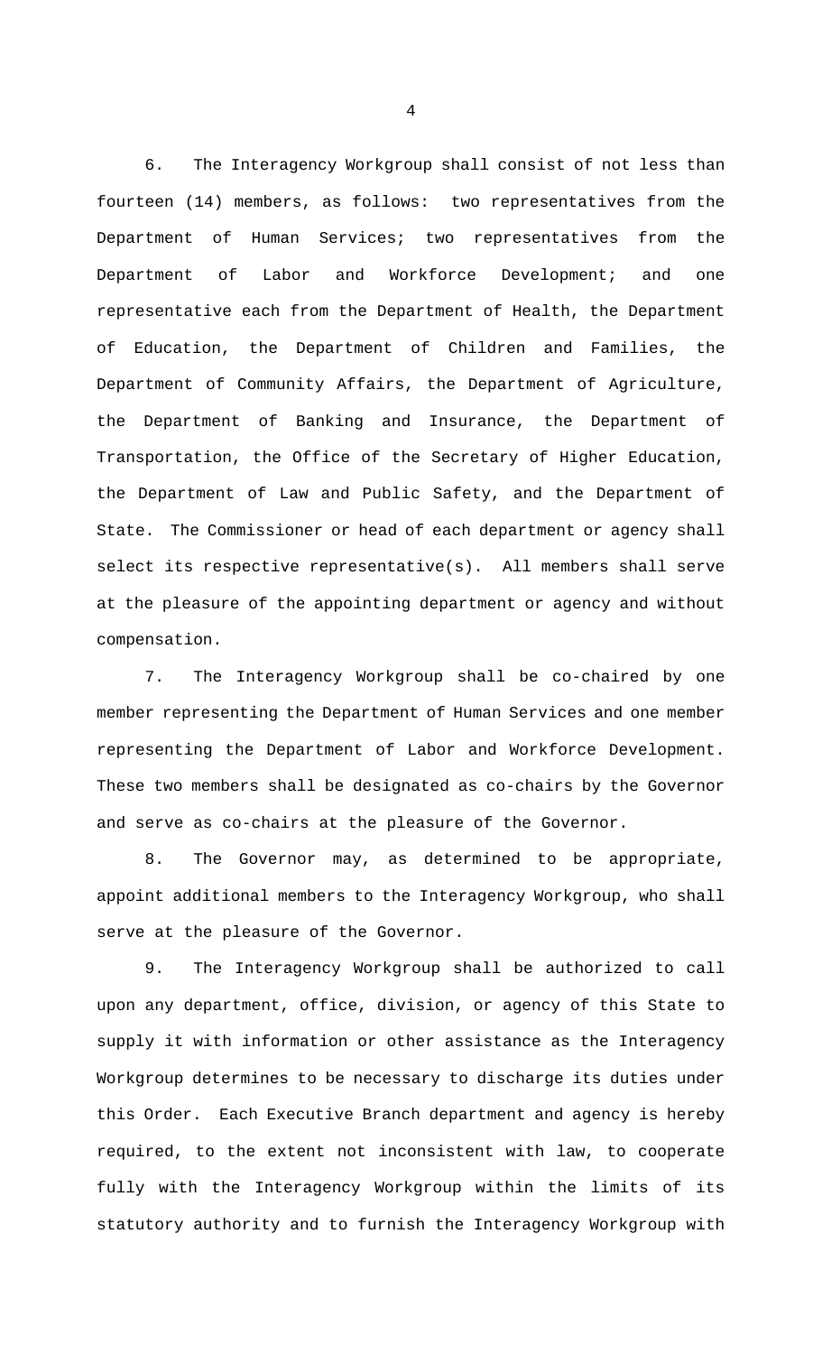6. The Interagency Workgroup shall consist of not less than fourteen (14) members, as follows: two representatives from the Department of Human Services; two representatives from the Department of Labor and Workforce Development; and one representative each from the Department of Health, the Department of Education, the Department of Children and Families, the Department of Community Affairs, the Department of Agriculture, the Department of Banking and Insurance, the Department of Transportation, the Office of the Secretary of Higher Education, the Department of Law and Public Safety, and the Department of State. The Commissioner or head of each department or agency shall select its respective representative(s). All members shall serve at the pleasure of the appointing department or agency and without compensation.

7. The Interagency Workgroup shall be co-chaired by one member representing the Department of Human Services and one member representing the Department of Labor and Workforce Development. These two members shall be designated as co-chairs by the Governor and serve as co-chairs at the pleasure of the Governor.

8. The Governor may, as determined to be appropriate, appoint additional members to the Interagency Workgroup, who shall serve at the pleasure of the Governor.

9. The Interagency Workgroup shall be authorized to call upon any department, office, division, or agency of this State to supply it with information or other assistance as the Interagency Workgroup determines to be necessary to discharge its duties under this Order. Each Executive Branch department and agency is hereby required, to the extent not inconsistent with law, to cooperate fully with the Interagency Workgroup within the limits of its statutory authority and to furnish the Interagency Workgroup with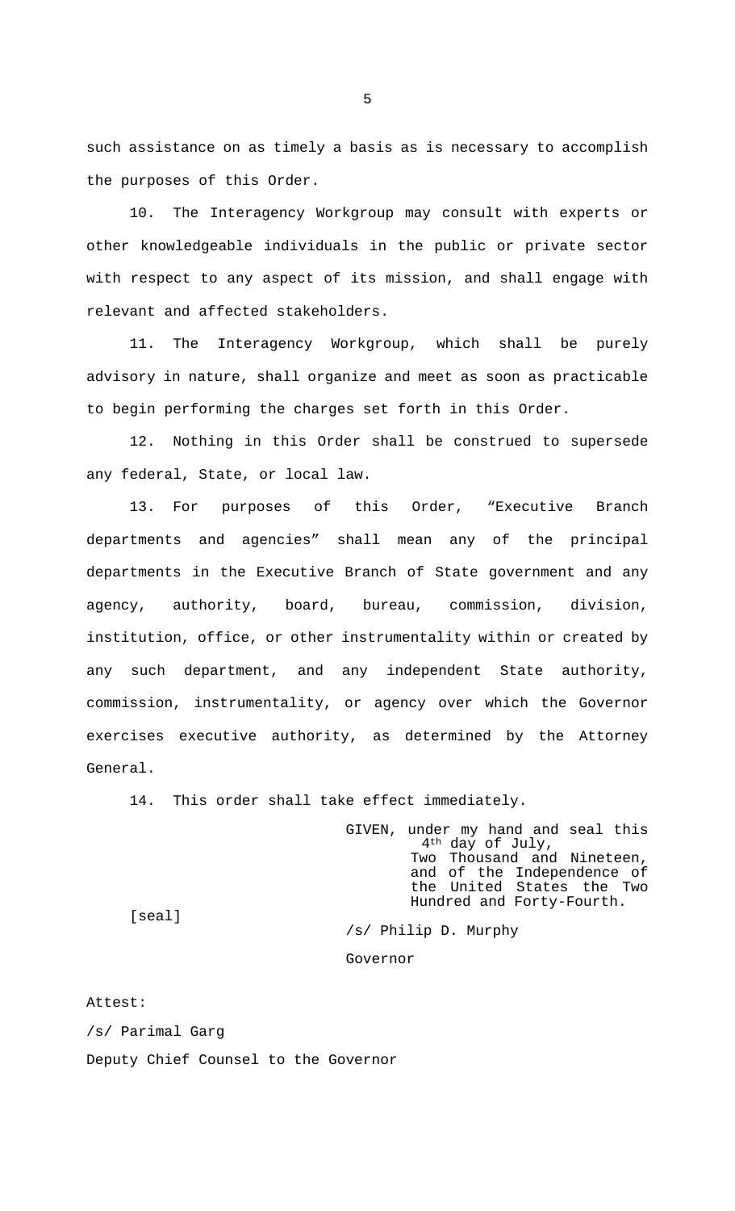such assistance on as timely a basis as is necessary to accomplish the purposes of this Order.

10. The Interagency Workgroup may consult with experts or other knowledgeable individuals in the public or private sector with respect to any aspect of its mission, and shall engage with relevant and affected stakeholders.

11. The Interagency Workgroup, which shall be purely advisory in nature, shall organize and meet as soon as practicable to begin performing the charges set forth in this Order.

12. Nothing in this Order shall be construed to supersede any federal, State, or local law.

13. For purposes of this Order, "Executive Branch departments and agencies" shall mean any of the principal departments in the Executive Branch of State government and any agency, authority, board, bureau, commission, division, institution, office, or other instrumentality within or created by any such department, and any independent State authority, commission, instrumentality, or agency over which the Governor exercises executive authority, as determined by the Attorney General.

14. This order shall take effect immediately.

GIVEN, under my hand and seal this 4th day of July, Two Thousand and Nineteen, and of the Independence of the United States the Two Hundred and Forty-Fourth.

[seal]

/s/ Philip D. Murphy

Governor

Attest:

/s/ Parimal Garg

Deputy Chief Counsel to the Governor